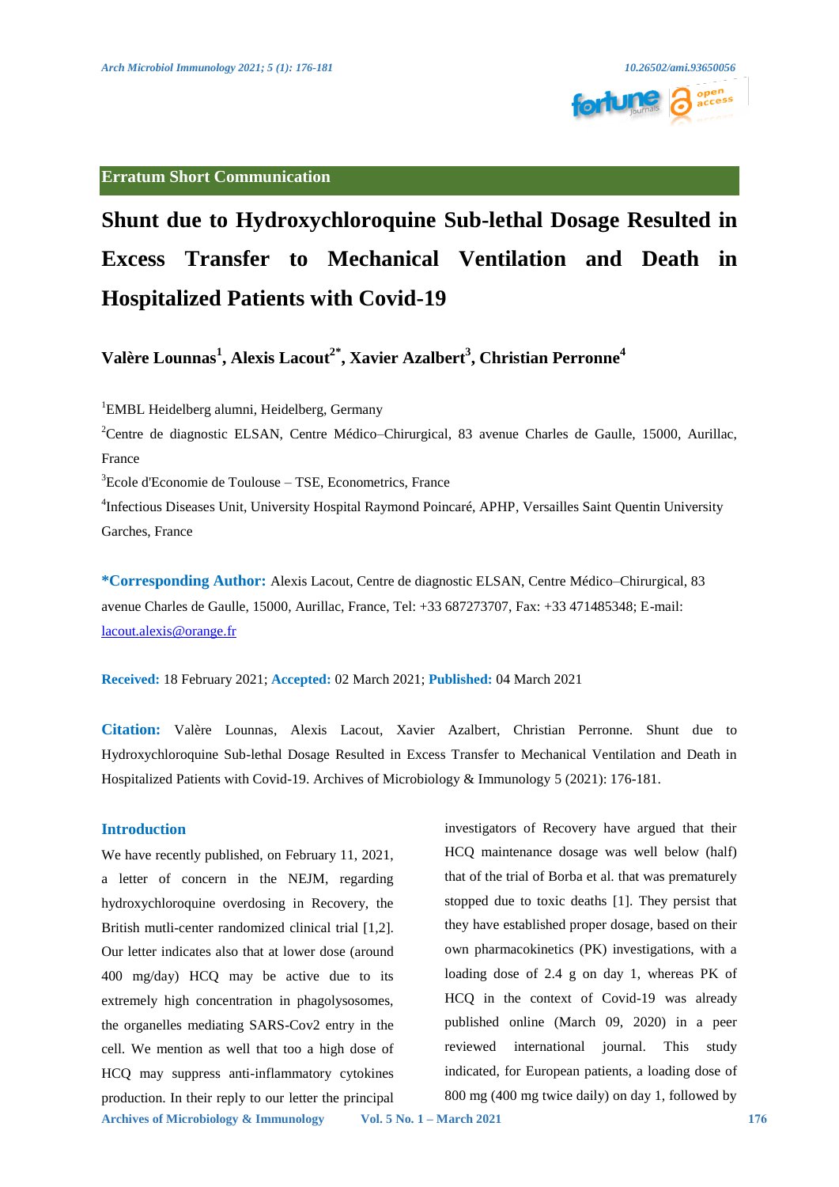Erratum Short Communication

# Shunt due to Hydroxychloroquine Sub-lethal Dosage Resulted in Excess Transfer to Mechanical Ventilation and Death in Hospitalized Patients with Covid-19

**Valère Lounnas[1], Alexis Lacout[2*], Xavier Azalbert[3], Christian Perronne[4]**

[1]EMBL Heidelberg alumni, Heidelberg, Germany

[2]Centre de diagnostic ELSAN, Centre Médico–Chirurgical, 83 avenue Charles de Gaulle, 15000, Aurillac, France

[3]Ecole d'Economie de Toulouse – TSE, Econometrics, France

[4]Infectious Diseases Unit, University Hospital Raymond Poincaré, APHP, Versailles Saint Quentin University Garches, France

**\*Corresponding Author:** Alexis Lacout, Centre de diagnostic ELSAN, Centre Médico–Chirurgical, 83 avenue Charles de Gaulle, 15000, Aurillac, France, Tel: +33 687273707, Fax: +33 471485348; E-mail: lacout.alexis@orange.fr

**Received:** 18 February 2021; **Accepted:** 02 March 2021; **Published:** 04 March 2021

**Citation:** Valère Lounnas, Alexis Lacout, Xavier Azalbert, Christian Perronne. Shunt due to Hydroxychloroquine Sub-lethal Dosage Resulted in Excess Transfer to Mechanical Ventilation and Death in Hospitalized Patients with Covid-19. Archives of Microbiology & Immunology 5 (2021): 176-181.

## Introduction

We have recently published, on February 11, 2021, a letter of concern in the NEJM, regarding hydroxychloroquine overdosing in Recovery, the British mutli-center randomized clinical trial [1,2]. Our letter indicates also that at lower dose (around 400 mg/day) HCQ may be active due to its extremely high concentration in phagolysosomes, the organelles mediating SARS-Cov2 entry in the cell. We mention as well that too a high dose of HCQ may suppress anti-inflammatory cytokines production. In their reply to our letter the principal investigators of Recovery have argued that their HCQ maintenance dosage was well below (half) that of the trial of Borba et al. that was prematurely stopped due to toxic deaths [1]. They persist that they have established proper dosage, based on their own pharmacokinetics (PK) investigations, with a loading dose of 2.4 g on day 1, whereas PK of HCQ in the context of Covid-19 was already published online (March 09, 2020) in a peer reviewed international journal. This study indicated, for European patients, a loading dose of 800 mg (400 mg twice daily) on day 1, followed by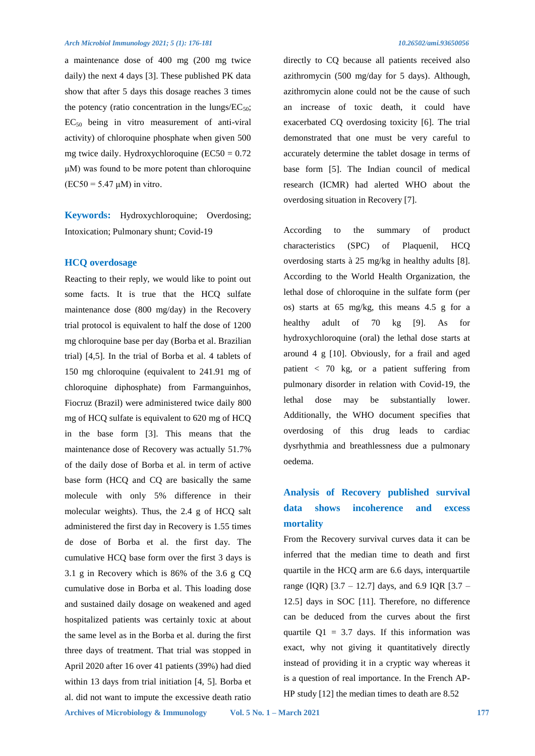a maintenance dose of 400 mg (200 mg twice daily) the next 4 days [3]. These published PK data show that after 5 days this dosage reaches 3 times the potency (ratio concentration in the lungs/$EC_{50}$; $EC_{50}$ being in vitro measurement of anti-viral activity) of chloroquine phosphate when given 500 mg twice daily. Hydroxychloroquine (EC50 = 0.72 µM) was found to be more potent than chloroquine (EC50 = 5.47 µM) in vitro.

**Keywords:** Hydroxychloroquine; Overdosing; Intoxication; Pulmonary shunt; Covid-19

## HCQ overdosage

Reacting to their reply, we would like to point out some facts. It is true that the HCQ sulfate maintenance dose (800 mg/day) in the Recovery trial protocol is equivalent to half the dose of 1200 mg chloroquine base per day (Borba et al. Brazilian trial) [4,5]. In the trial of Borba et al. 4 tablets of 150 mg chloroquine (equivalent to 241.91 mg of chloroquine diphosphate) from Farmanguinhos, Fiocruz (Brazil) were administered twice daily 800 mg of HCQ sulfate is equivalent to 620 mg of HCQ in the base form [3]. This means that the maintenance dose of Recovery was actually 51.7% of the daily dose of Borba et al. in term of active base form (HCQ and CQ are basically the same molecule with only 5% difference in their molecular weights). Thus, the 2.4 g of HCQ salt administered the first day in Recovery is 1.55 times de dose of Borba et al. the first day. The cumulative HCQ base form over the first 3 days is 3.1 g in Recovery which is 86% of the 3.6 g CQ cumulative dose in Borba et al. This loading dose and sustained daily dosage on weakened and aged hospitalized patients was certainly toxic at about the same level as in the Borba et al. during the first three days of treatment. That trial was stopped in April 2020 after 16 over 41 patients (39%) had died within 13 days from trial initiation [4, 5]. Borba et al. did not want to impute the excessive death ratio directly to CQ because all patients received also azithromycin (500 mg/day for 5 days). Although, azithromycin alone could not be the cause of such an increase of toxic death, it could have exacerbated CQ overdosing toxicity [6]. The trial demonstrated that one must be very careful to accurately determine the tablet dosage in terms of base form [5]. The Indian council of medical research (ICMR) had alerted WHO about the overdosing situation in Recovery [7].

According to the summary of product characteristics (SPC) of Plaquenil, HCQ overdosing starts à 25 mg/kg in healthy adults [8]. According to the World Health Organization, the lethal dose of chloroquine in the sulfate form (per os) starts at 65 mg/kg, this means 4.5 g for a healthy adult of 70 kg [9]. As for hydroxychloroquine (oral) the lethal dose starts at around 4 g [10]. Obviously, for a frail and aged patient < 70 kg, or a patient suffering from pulmonary disorder in relation with Covid-19, the lethal dose may be substantially lower. Additionally, the WHO document specifies that overdosing of this drug leads to cardiac dysrhythmia and breathlessness due a pulmonary oedema.

## Analysis of Recovery published survival data shows incoherence and excess mortality

From the Recovery survival curves data it can be inferred that the median time to death and first quartile in the HCQ arm are 6.6 days, interquartile range (IQR) [3.7 – 12.7] days, and 6.9 IQR [3.7 – 12.5] days in SOC [11]. Therefore, no difference can be deduced from the curves about the first quartile Q1 = 3.7 days. If this information was exact, why not giving it quantitatively directly instead of providing it in a cryptic way whereas it is a question of real importance. In the French AP-HP study [12] the median times to death are 8.52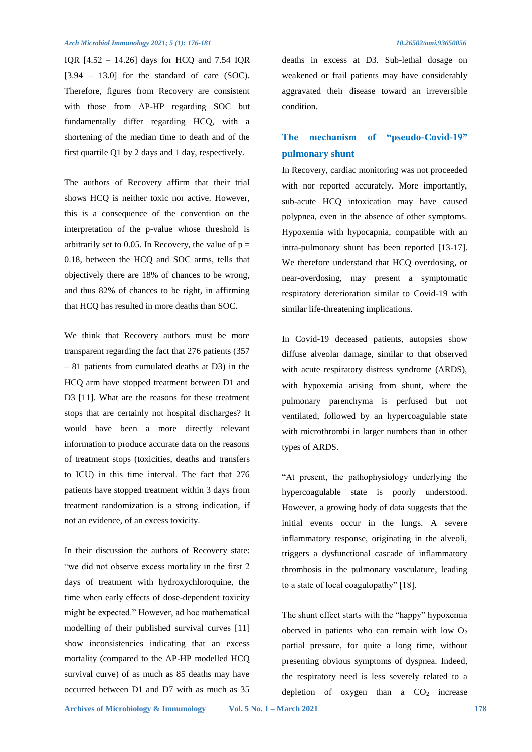IQR [4.52 – 14.26] days for HCQ and 7.54 IQR [3.94 – 13.0] for the standard of care (SOC). Therefore, figures from Recovery are consistent with those from AP-HP regarding SOC but fundamentally differ regarding HCQ, with a shortening of the median time to death and of the first quartile Q1 by 2 days and 1 day, respectively.

The authors of Recovery affirm that their trial shows HCQ is neither toxic nor active. However, this is a consequence of the convention on the interpretation of the p-value whose threshold is arbitrarily set to 0.05. In Recovery, the value of $p = 0.18$, between the HCQ and SOC arms, tells that objectively there are 18% of chances to be wrong, and thus 82% of chances to be right, in affirming that HCQ has resulted in more deaths than SOC.

We think that Recovery authors must be more transparent regarding the fact that 276 patients (357 – 81 patients from cumulated deaths at D3) in the HCQ arm have stopped treatment between D1 and D3 [11]. What are the reasons for these treatment stops that are certainly not hospital discharges? It would have been a more directly relevant information to produce accurate data on the reasons of treatment stops (toxicities, deaths and transfers to ICU) in this time interval. The fact that 276 patients have stopped treatment within 3 days from treatment randomization is a strong indication, if not an evidence, of an excess toxicity.

In their discussion the authors of Recovery state: "we did not observe excess mortality in the first 2 days of treatment with hydroxychloroquine, the time when early effects of dose-dependent toxicity might be expected." However, ad hoc mathematical modelling of their published survival curves [11] show inconsistencies indicating that an excess mortality (compared to the AP-HP modelled HCQ survival curve) of as much as 85 deaths may have occurred between D1 and D7 with as much as 35 deaths in excess at D3. Sub-lethal dosage on weakened or frail patients may have considerably aggravated their disease toward an irreversible condition.

## The mechanism of "pseudo-Covid-19" pulmonary shunt

In Recovery, cardiac monitoring was not proceeded with nor reported accurately. More importantly, sub-acute HCQ intoxication may have caused polypnea, even in the absence of other symptoms. Hypoxemia with hypocapnia, compatible with an intra-pulmonary shunt has been reported [13-17]. We therefore understand that HCQ overdosing, or near-overdosing, may present a symptomatic respiratory deterioration similar to Covid-19 with similar life-threatening implications.

In Covid-19 deceased patients, autopsies show diffuse alveolar damage, similar to that observed with acute respiratory distress syndrome (ARDS), with hypoxemia arising from shunt, where the pulmonary parenchyma is perfused but not ventilated, followed by an hypercoagulable state with microthrombi in larger numbers than in other types of ARDS.

"At present, the pathophysiology underlying the hypercoagulable state is poorly understood. However, a growing body of data suggests that the initial events occur in the lungs. A severe inflammatory response, originating in the alveoli, triggers a dysfunctional cascade of inflammatory thrombosis in the pulmonary vasculature, leading to a state of local coagulopathy" [18].

The shunt effect starts with the "happy" hypoxemia oberved in patients who can remain with low $O_2$ partial pressure, for quite a long time, without presenting obvious symptoms of dyspnea. Indeed, the respiratory need is less severely related to a depletion of oxygen than a $CO_2$ increase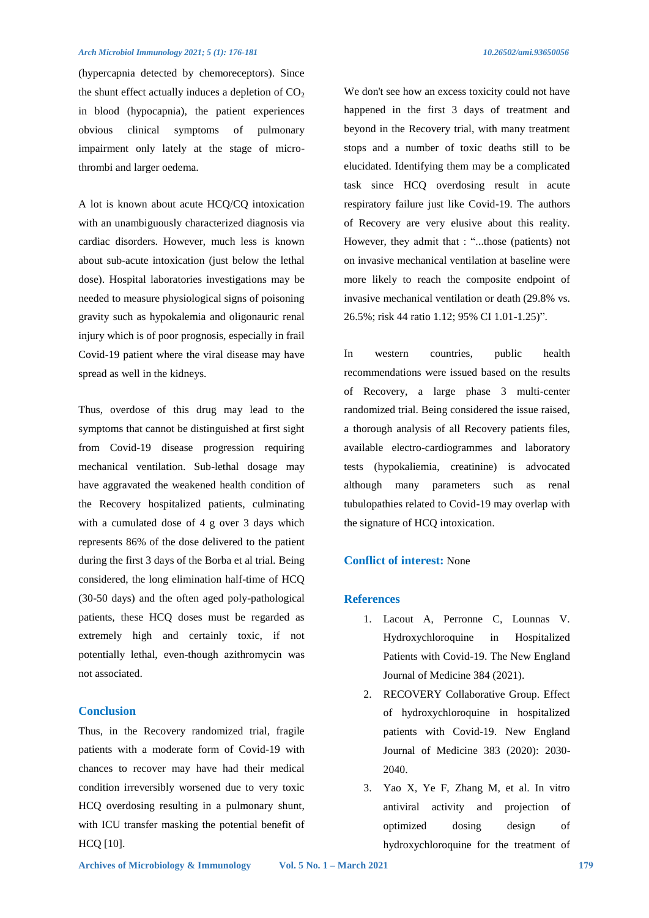(hypercapnia detected by chemoreceptors). Since the shunt effect actually induces a depletion of $CO_2$ in blood (hypocapnia), the patient experiences obvious clinical symptoms of pulmonary impairment only lately at the stage of micro-thrombi and larger oedema.

A lot is known about acute HCQ/CQ intoxication with an unambiguously characterized diagnosis via cardiac disorders. However, much less is known about sub-acute intoxication (just below the lethal dose). Hospital laboratories investigations may be needed to measure physiological signs of poisoning gravity such as hypokalemia and oligonauric renal injury which is of poor prognosis, especially in frail Covid-19 patient where the viral disease may have spread as well in the kidneys.

Thus, overdose of this drug may lead to the symptoms that cannot be distinguished at first sight from Covid-19 disease progression requiring mechanical ventilation. Sub-lethal dosage may have aggravated the weakened health condition of the Recovery hospitalized patients, culminating with a cumulated dose of 4 g over 3 days which represents 86% of the dose delivered to the patient during the first 3 days of the Borba et al trial. Being considered, the long elimination half-time of HCQ (30-50 days) and the often aged poly-pathological patients, these HCQ doses must be regarded as extremely high and certainly toxic, if not potentially lethal, even-though azithromycin was not associated.

## Conclusion

Thus, in the Recovery randomized trial, fragile patients with a moderate form of Covid-19 with chances to recover may have had their medical condition irreversibly worsened due to very toxic HCQ overdosing resulting in a pulmonary shunt, with ICU transfer masking the potential benefit of HCQ [10].

We don't see how an excess toxicity could not have happened in the first 3 days of treatment and beyond in the Recovery trial, with many treatment stops and a number of toxic deaths still to be elucidated. Identifying them may be a complicated task since HCQ overdosing result in acute respiratory failure just like Covid-19. The authors of Recovery are very elusive about this reality. However, they admit that : "...those (patients) not on invasive mechanical ventilation at baseline were more likely to reach the composite endpoint of invasive mechanical ventilation or death (29.8% vs. 26.5%; risk 44 ratio 1.12; 95% CI 1.01-1.25)".

In western countries, public health recommendations were issued based on the results of Recovery, a large phase 3 multi-center randomized trial. Being considered the issue raised, a thorough analysis of all Recovery patients files, available electro-cardiogrammes and laboratory tests (hypokaliemia, creatinine) is advocated although many parameters such as renal tubulopathies related to Covid-19 may overlap with the signature of HCQ intoxication.

**Conflict of interest:** None

## References

1. Lacout A, Perronne C, Lounnas V. Hydroxychloroquine in Hospitalized Patients with Covid-19. The New England Journal of Medicine 384 (2021).
2. RECOVERY Collaborative Group. Effect of hydroxychloroquine in hospitalized patients with Covid-19. New England Journal of Medicine 383 (2020): 2030-2040.
3. Yao X, Ye F, Zhang M, et al. In vitro antiviral activity and projection of optimized dosing design of hydroxychloroquine for the treatment of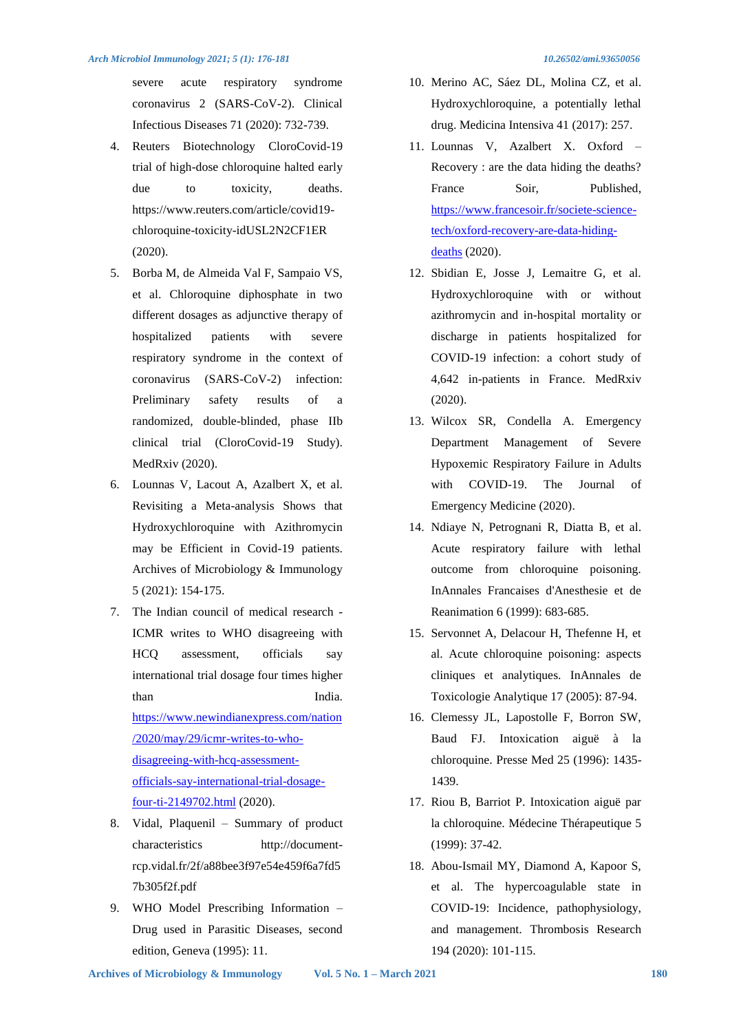severe acute respiratory syndrome coronavirus 2 (SARS-CoV-2). Clinical Infectious Diseases 71 (2020): 732-739.

4. Reuters Biotechnology CloroCovid-19 trial of high-dose chloroquine halted early due to toxicity, deaths. https://www.reuters.com/article/covid19-chloroquine-toxicity-idUSL2N2CF1ER (2020).
5. Borba M, de Almeida Val F, Sampaio VS, et al. Chloroquine diphosphate in two different dosages as adjunctive therapy of hospitalized patients with severe respiratory syndrome in the context of coronavirus (SARS-CoV-2) infection: Preliminary safety results of a randomized, double-blinded, phase IIb clinical trial (CloroCovid-19 Study). MedRxiv (2020).
6. Lounnas V, Lacout A, Azalbert X, et al. Revisiting a Meta-analysis Shows that Hydroxychloroquine with Azithromycin may be Efficient in Covid-19 patients. Archives of Microbiology & Immunology 5 (2021): 154-175.
7. The Indian council of medical research - ICMR writes to WHO disagreeing with HCQ assessment, officials say international trial dosage four times higher than India. https://www.newindianexpress.com/nation/2020/may/29/icmr-writes-to-who-disagreeing-with-hcq-assessment-officials-say-international-trial-dosage-four-ti-2149702.html (2020).
8. Vidal, Plaquenil – Summary of product characteristics http://document-rcp.vidal.fr/2f/a88bee3f97e54e459f6a7fd57b305f2f.pdf
9. WHO Model Prescribing Information – Drug used in Parasitic Diseases, second edition, Geneva (1995): 11.
10. Merino AC, Sáez DL, Molina CZ, et al. Hydroxychloroquine, a potentially lethal drug. Medicina Intensiva 41 (2017): 257.
11. Lounnas V, Azalbert X. Oxford – Recovery : are the data hiding the deaths? France Soir, Published, https://www.francesoir.fr/societe-science-tech/oxford-recovery-are-data-hiding-deaths (2020).
12. Sbidian E, Josse J, Lemaitre G, et al. Hydroxychloroquine with or without azithromycin and in-hospital mortality or discharge in patients hospitalized for COVID-19 infection: a cohort study of 4,642 in-patients in France. MedRxiv (2020).
13. Wilcox SR, Condella A. Emergency Department Management of Severe Hypoxemic Respiratory Failure in Adults with COVID-19. The Journal of Emergency Medicine (2020).
14. Ndiaye N, Petrognani R, Diatta B, et al. Acute respiratory failure with lethal outcome from chloroquine poisoning. InAnnales Francaises d'Anesthesie et de Reanimation 6 (1999): 683-685.
15. Servonnet A, Delacour H, Thefenne H, et al. Acute chloroquine poisoning: aspects cliniques et analytiques. InAnnales de Toxicologie Analytique 17 (2005): 87-94.
16. Clemessy JL, Lapostolle F, Borron SW, Baud FJ. Intoxication aiguë à la chloroquine. Presse Med 25 (1996): 1435-1439.
17. Riou B, Barriot P. Intoxication aiguë par la chloroquine. Médecine Thérapeutique 5 (1999): 37-42.
18. Abou-Ismail MY, Diamond A, Kapoor S, et al. The hypercoagulable state in COVID-19: Incidence, pathophysiology, and management. Thrombosis Research 194 (2020): 101-115.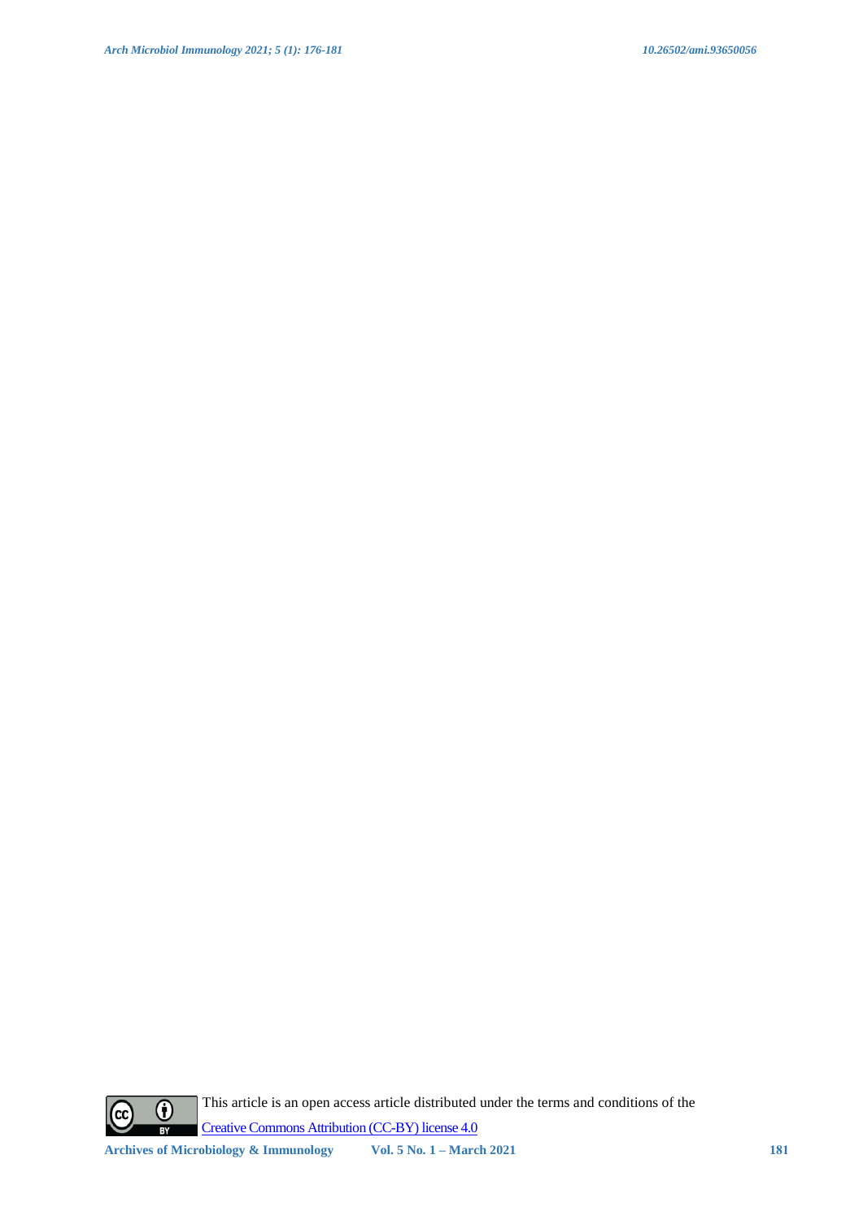This article is an open access article distributed under the terms and conditions of the [Creative Commons Attribution (CC-BY) license 4.0](https://creativecommons.org/licenses/by/4.0/)